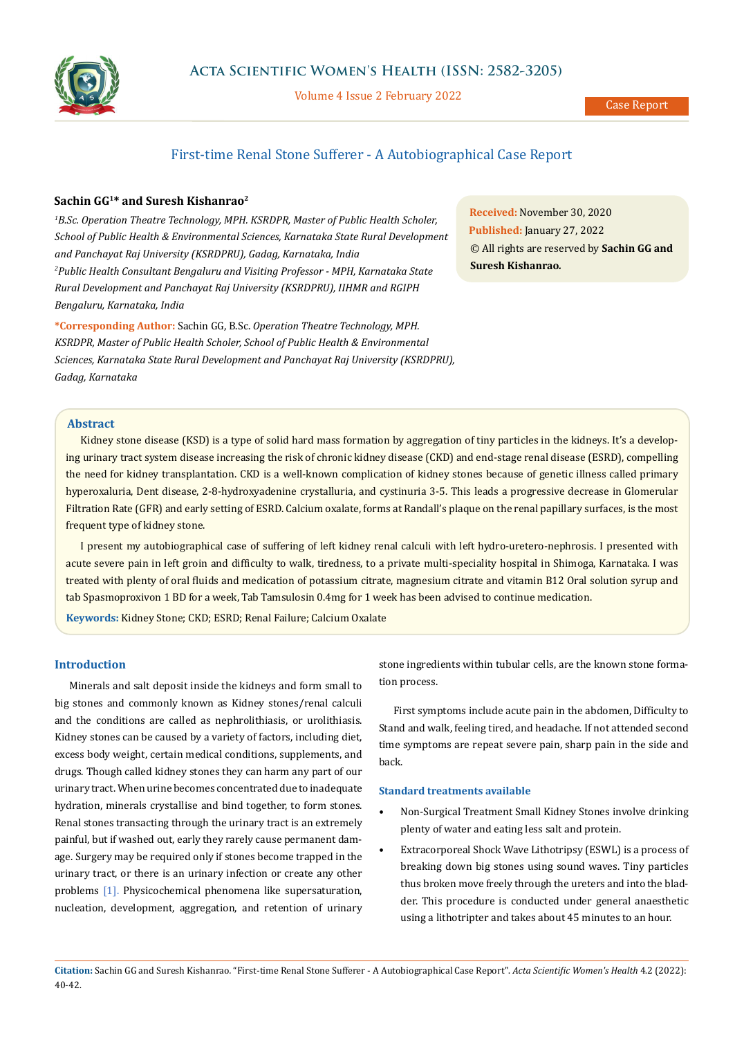Case Report

# First-time Renal Stone Sufferer - A Autobiographical Case Report

**Sachin GG[1]* and Suresh Kishanrao[2]**

[1]*B.Sc. Operation Theatre Technology, MPH. KSRDPR, Master of Public Health Scholer, School of Public Health & Environmental Sciences, Karnataka State Rural Development and Panchayat Raj University (KSRDPRU), Gadag, Karnataka, India*

[2]*Public Health Consultant Bengaluru and Visiting Professor - MPH, Karnataka State Rural Development and Panchayat Raj University (KSRDPRU), IIHMR and RGIPH Bengaluru, Karnataka, India*

**\*Corresponding Author:** Sachin GG, B.Sc. *Operation Theatre Technology, MPH. KSRDPR, Master of Public Health Scholer, School of Public Health & Environmental Sciences, Karnataka State Rural Development and Panchayat Raj University (KSRDPRU), Gadag, Karnataka*

**Received:** November 30, 2020
**Published:** January 27, 2022
© All rights are reserved by **Sachin GG and Suresh Kishanrao.**

## Abstract

Kidney stone disease (KSD) is a type of solid hard mass formation by aggregation of tiny particles in the kidneys. It's a developing urinary tract system disease increasing the risk of chronic kidney disease (CKD) and end-stage renal disease (ESRD), compelling the need for kidney transplantation. CKD is a well-known complication of kidney stones because of genetic illness called primary hyperoxaluria, Dent disease, 2-8-hydroxyadenine crystalluria, and cystinuria 3-5. This leads a progressive decrease in Glomerular Filtration Rate (GFR) and early setting of ESRD. Calcium oxalate, forms at Randall's plaque on the renal papillary surfaces, is the most frequent type of kidney stone.

I present my autobiographical case of suffering of left kidney renal calculi with left hydro-uretero-nephrosis. I presented with acute severe pain in left groin and difficulty to walk, tiredness, to a private multi-speciality hospital in Shimoga, Karnataka. I was treated with plenty of oral fluids and medication of potassium citrate, magnesium citrate and vitamin B12 Oral solution syrup and tab Spasmoproxivon 1 BD for a week, Tab Tamsulosin 0.4mg for 1 week has been advised to continue medication.

**Keywords:** Kidney Stone; CKD; ESRD; Renal Failure; Calcium Oxalate

## Introduction

Minerals and salt deposit inside the kidneys and form small to big stones and commonly known as Kidney stones/renal calculi and the conditions are called as nephrolithiasis, or urolithiasis. Kidney stones can be caused by a variety of factors, including diet, excess body weight, certain medical conditions, supplements, and drugs. Though called kidney stones they can harm any part of our urinary tract. When urine becomes concentrated due to inadequate hydration, minerals crystallise and bind together, to form stones. Renal stones transacting through the urinary tract is an extremely painful, but if washed out, early they rarely cause permanent damage. Surgery may be required only if stones become trapped in the urinary tract, or there is an urinary infection or create any other problems [1]. Physicochemical phenomena like supersaturation, nucleation, development, aggregation, and retention of urinary stone ingredients within tubular cells, are the known stone formation process.

First symptoms include acute pain in the abdomen, Difficulty to Stand and walk, feeling tired, and headache. If not attended second time symptoms are repeat severe pain, sharp pain in the side and back.

### Standard treatments available

- Non-Surgical Treatment Small Kidney Stones involve drinking plenty of water and eating less salt and protein.
- Extracorporeal Shock Wave Lithotripsy (ESWL) is a process of breaking down big stones using sound waves. Tiny particles thus broken move freely through the ureters and into the bladder. This procedure is conducted under general anaesthetic using a lithotripter and takes about 45 minutes to an hour.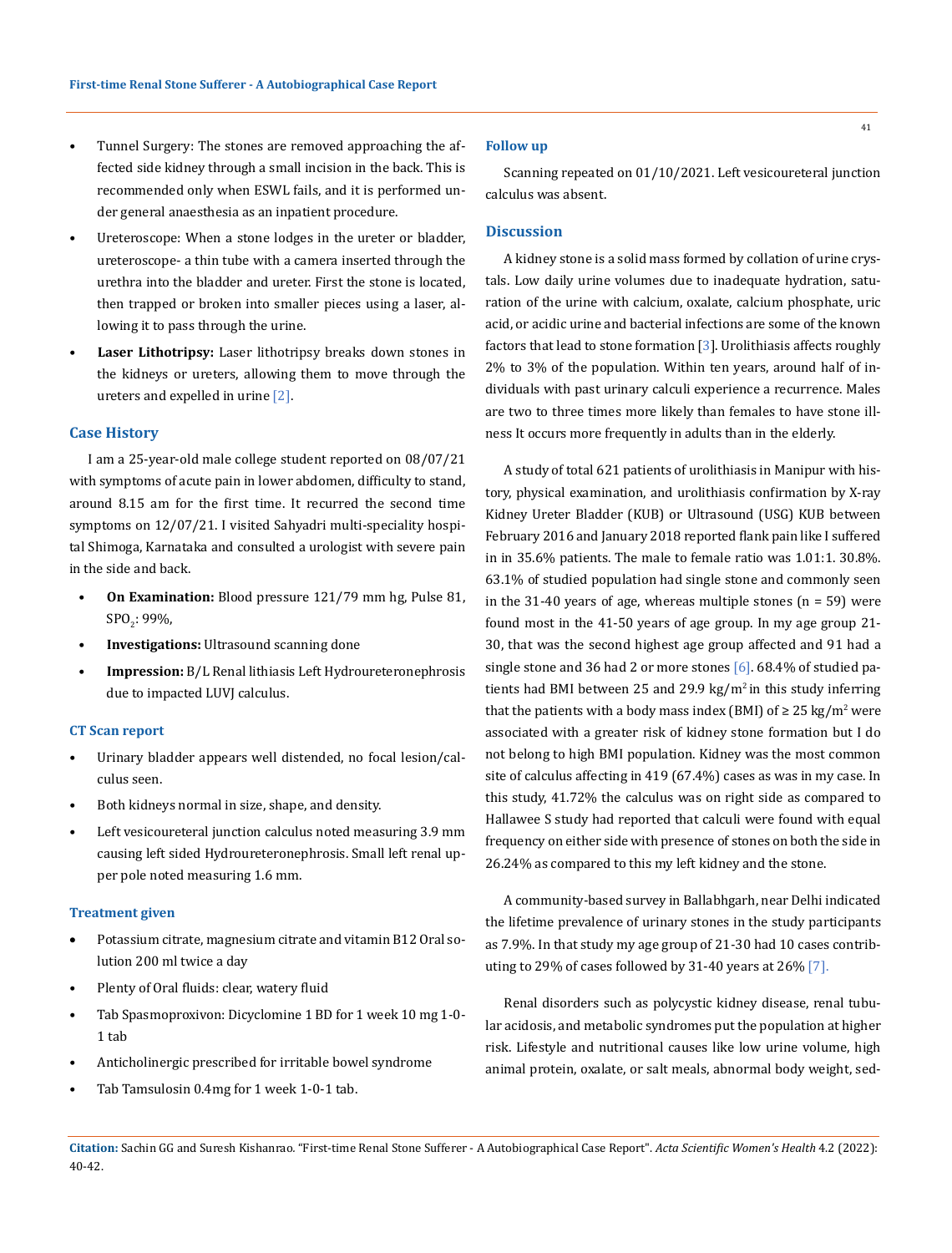- Tunnel Surgery: The stones are removed approaching the affected side kidney through a small incision in the back. This is recommended only when ESWL fails, and it is performed under general anaesthesia as an inpatient procedure.
- Ureteroscope: When a stone lodges in the ureter or bladder, ureteroscope- a thin tube with a camera inserted through the urethra into the bladder and ureter. First the stone is located, then trapped or broken into smaller pieces using a laser, allowing it to pass through the urine.
- **Laser Lithotripsy:** Laser lithotripsy breaks down stones in the kidneys or ureters, allowing them to move through the ureters and expelled in urine [2].

## Case History

I am a 25-year-old male college student reported on 08/07/21 with symptoms of acute pain in lower abdomen, difficulty to stand, around 8.15 am for the first time. It recurred the second time symptoms on 12/07/21. I visited Sahyadri multi-speciality hospital Shimoga, Karnataka and consulted a urologist with severe pain in the side and back.

- **On Examination:** Blood pressure 121/79 mm hg, Pulse 81, $SPO_2$: 99%,
- **Investigations:** Ultrasound scanning done
- **Impression:** B/L Renal lithiasis Left Hydroureteronephrosis due to impacted LUVJ calculus.

### CT Scan report

- Urinary bladder appears well distended, no focal lesion/calculus seen.
- Both kidneys normal in size, shape, and density.
- Left vesicoureteral junction calculus noted measuring 3.9 mm causing left sided Hydroureteronephrosis. Small left renal upper pole noted measuring 1.6 mm.

### Treatment given

- Potassium citrate, magnesium citrate and vitamin B12 Oral solution 200 ml twice a day
- Plenty of Oral fluids: clear, watery fluid
- Tab Spasmoproxivon: Dicyclomine 1 BD for 1 week 10 mg 1-0-1 tab
- Anticholinergic prescribed for irritable bowel syndrome
- Tab Tamsulosin 0.4mg for 1 week 1-0-1 tab.

### Follow up

Scanning repeated on 01/10/2021. Left vesicoureteral junction calculus was absent.

## Discussion

A kidney stone is a solid mass formed by collation of urine crystals. Low daily urine volumes due to inadequate hydration, saturation of the urine with calcium, oxalate, calcium phosphate, uric acid, or acidic urine and bacterial infections are some of the known factors that lead to stone formation [3]. Urolithiasis affects roughly 2% to 3% of the population. Within ten years, around half of individuals with past urinary calculi experience a recurrence. Males are two to three times more likely than females to have stone illness It occurs more frequently in adults than in the elderly.

A study of total 621 patients of urolithiasis in Manipur with history, physical examination, and urolithiasis confirmation by X-ray Kidney Ureter Bladder (KUB) or Ultrasound (USG) KUB between February 2016 and January 2018 reported flank pain like I suffered in in 35.6% patients. The male to female ratio was 1.01:1. 30.8%. 63.1% of studied population had single stone and commonly seen in the 31-40 years of age, whereas multiple stones (n = 59) were found most in the 41-50 years of age group. In my age group 21-30, that was the second highest age group affected and 91 had a single stone and 36 had 2 or more stones [6]. 68.4% of studied patients had BMI between 25 and 29.9 $kg/m^2$ in this study inferring that the patients with a body mass index (BMI) of $\geq 25$ $kg/m^2$ were associated with a greater risk of kidney stone formation but I do not belong to high BMI population. Kidney was the most common site of calculus affecting in 419 (67.4%) cases as was in my case. In this study, 41.72% the calculus was on right side as compared to Hallawee S study had reported that calculi were found with equal frequency on either side with presence of stones on both the side in 26.24% as compared to this my left kidney and the stone.

A community-based survey in Ballabhgarh, near Delhi indicated the lifetime prevalence of urinary stones in the study participants as 7.9%. In that study my age group of 21-30 had 10 cases contributing to 29% of cases followed by 31-40 years at 26% [7].

Renal disorders such as polycystic kidney disease, renal tubular acidosis, and metabolic syndromes put the population at higher risk. Lifestyle and nutritional causes like low urine volume, high animal protein, oxalate, or salt meals, abnormal body weight, sed-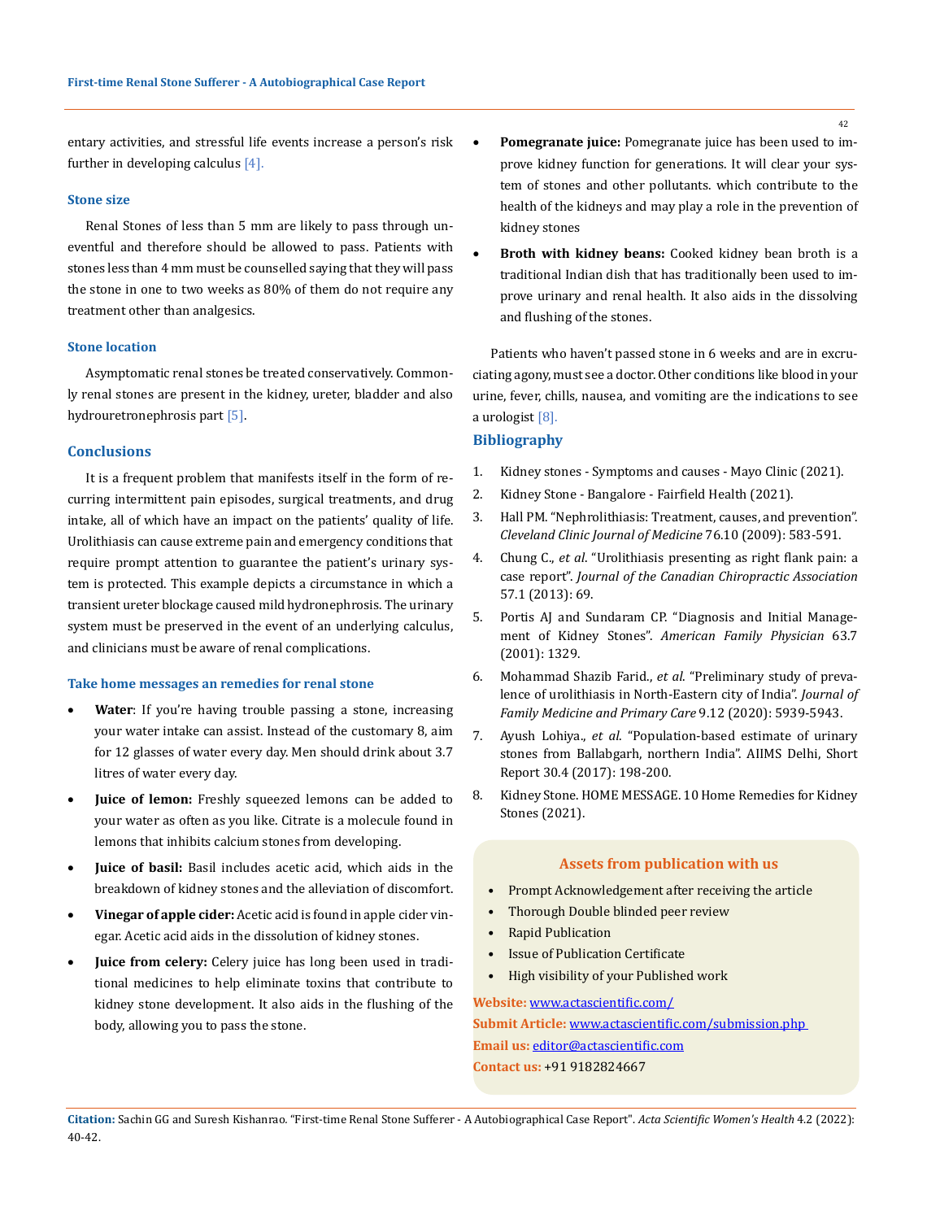entary activities, and stressful life events increase a person's risk further in developing calculus [4].

### Stone size

Renal Stones of less than 5 mm are likely to pass through uneventful and therefore should be allowed to pass. Patients with stones less than 4 mm must be counselled saying that they will pass the stone in one to two weeks as 80% of them do not require any treatment other than analgesics.

### Stone location

Asymptomatic renal stones be treated conservatively. Commonly renal stones are present in the kidney, ureter, bladder and also hydrouretronephrosis part [5].

## Conclusions

It is a frequent problem that manifests itself in the form of recurring intermittent pain episodes, surgical treatments, and drug intake, all of which have an impact on the patients' quality of life. Urolithiasis can cause extreme pain and emergency conditions that require prompt attention to guarantee the patient's urinary system is protected. This example depicts a circumstance in which a transient ureter blockage caused mild hydronephrosis. The urinary system must be preserved in the event of an underlying calculus, and clinicians must be aware of renal complications.

### Take home messages an remedies for renal stone

- **Water**: If you're having trouble passing a stone, increasing your water intake can assist. Instead of the customary 8, aim for 12 glasses of water every day. Men should drink about 3.7 litres of water every day.
- **Juice of lemon:** Freshly squeezed lemons can be added to your water as often as you like. Citrate is a molecule found in lemons that inhibits calcium stones from developing.
- **Juice of basil:** Basil includes acetic acid, which aids in the breakdown of kidney stones and the alleviation of discomfort.
- **Vinegar of apple cider:** Acetic acid is found in apple cider vinegar. Acetic acid aids in the dissolution of kidney stones.
- **Juice from celery:** Celery juice has long been used in traditional medicines to help eliminate toxins that contribute to kidney stone development. It also aids in the flushing of the body, allowing you to pass the stone.
- **Pomegranate juice:** Pomegranate juice has been used to improve kidney function for generations. It will clear your system of stones and other pollutants. which contribute to the health of the kidneys and may play a role in the prevention of kidney stones
- **Broth with kidney beans:** Cooked kidney bean broth is a traditional Indian dish that has traditionally been used to improve urinary and renal health. It also aids in the dissolving and flushing of the stones.

Patients who haven't passed stone in 6 weeks and are in excruciating agony, must see a doctor. Other conditions like blood in your urine, fever, chills, nausea, and vomiting are the indications to see a urologist [8].

## Bibliography

1. Kidney stones - Symptoms and causes - Mayo Clinic (2021).
2. Kidney Stone - Bangalore - Fairfield Health (2021).
3. Hall PM. "Nephrolithiasis: Treatment, causes, and prevention". *Cleveland Clinic Journal of Medicine* 76.10 (2009): 583-591.
4. Chung C., *et al*. "Urolithiasis presenting as right flank pain: a case report". *Journal of the Canadian Chiropractic Association* 57.1 (2013): 69.
5. Portis AJ and Sundaram CP. "Diagnosis and Initial Management of Kidney Stones". *American Family Physician* 63.7 (2001): 1329.
6. Mohammad Shazib Farid., *et al*. "Preliminary study of prevalence of urolithiasis in North-Eastern city of India". *Journal of Family Medicine and Primary Care* 9.12 (2020): 5939-5943.
7. Ayush Lohiya., *et al*. "Population-based estimate of urinary stones from Ballabgarh, northern India". AIIMS Delhi, Short Report 30.4 (2017): 198-200.
8. Kidney Stone. HOME MESSAGE. 10 Home Remedies for Kidney Stones (2021).

**Assets from publication with us**

- Prompt Acknowledgement after receiving the article
- Thorough Double blinded peer review
- Rapid Publication
- Issue of Publication Certificate
- High visibility of your Published work

**Website:** www.actascientific.com/
**Submit Article:** www.actascientific.com/submission.php
**Email us:** editor@actascientific.com
**Contact us:** +91 9182824667